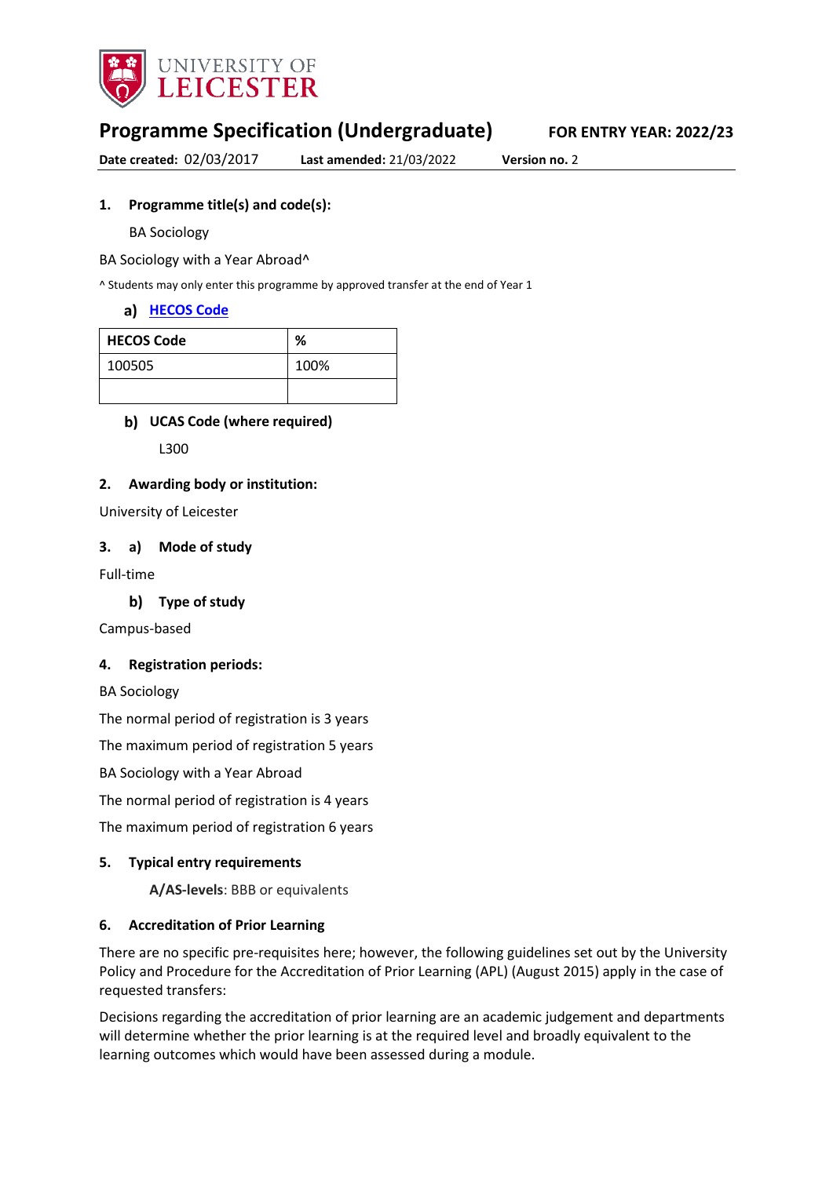UNIVERSITY OF LEICESTER

# Programme Specification (Undergraduate)

**FOR ENTRY YEAR: 2022/23**

**Date created:** 02/03/2017 **Last amended:** 21/03/2022 **Version no.** 2

## 1. Programme title(s) and code(s):

BA Sociology

BA Sociology with a Year Abroad^

^ Students may only enter this programme by approved transfer at the end of Year 1

### a) HECOS Code

| HECOS Code | % |
|---|---|
| 100505 | 100% |
| | |

### b) UCAS Code (where required)

L300

## 2. Awarding body or institution:

University of Leicester

## 3. a) Mode of study

Full-time

### b) Type of study

Campus-based

## 4. Registration periods:

BA Sociology

The normal period of registration is 3 years

The maximum period of registration 5 years

BA Sociology with a Year Abroad

The normal period of registration is 4 years

The maximum period of registration 6 years

## 5. Typical entry requirements

**A/AS-levels**: BBB or equivalents

## 6. Accreditation of Prior Learning

There are no specific pre-requisites here; however, the following guidelines set out by the University Policy and Procedure for the Accreditation of Prior Learning (APL) (August 2015) apply in the case of requested transfers:

Decisions regarding the accreditation of prior learning are an academic judgement and departments will determine whether the prior learning is at the required level and broadly equivalent to the learning outcomes which would have been assessed during a module.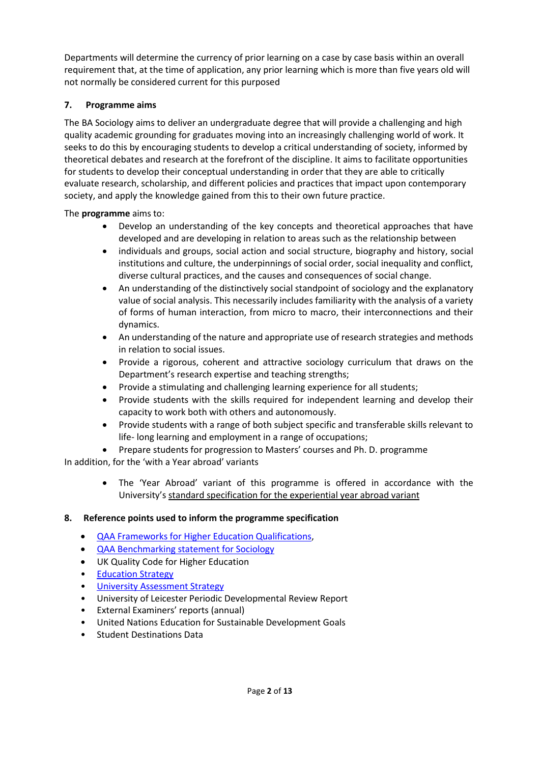Departments will determine the currency of prior learning on a case by case basis within an overall requirement that, at the time of application, any prior learning which is more than five years old will not normally be considered current for this purposed

## 7. Programme aims

The BA Sociology aims to deliver an undergraduate degree that will provide a challenging and high quality academic grounding for graduates moving into an increasingly challenging world of work. It seeks to do this by encouraging students to develop a critical understanding of society, informed by theoretical debates and research at the forefront of the discipline. It aims to facilitate opportunities for students to develop their conceptual understanding in order that they are able to critically evaluate research, scholarship, and different policies and practices that impact upon contemporary society, and apply the knowledge gained from this to their own future practice.

The **programme** aims to:

- Develop an understanding of the key concepts and theoretical approaches that have developed and are developing in relation to areas such as the relationship between
- individuals and groups, social action and social structure, biography and history, social institutions and culture, the underpinnings of social order, social inequality and conflict, diverse cultural practices, and the causes and consequences of social change.
- An understanding of the distinctively social standpoint of sociology and the explanatory value of social analysis. This necessarily includes familiarity with the analysis of a variety of forms of human interaction, from micro to macro, their interconnections and their dynamics.
- An understanding of the nature and appropriate use of research strategies and methods in relation to social issues.
- Provide a rigorous, coherent and attractive sociology curriculum that draws on the Department's research expertise and teaching strengths;
- Provide a stimulating and challenging learning experience for all students;
- Provide students with the skills required for independent learning and develop their capacity to work both with others and autonomously.
- Provide students with a range of both subject specific and transferable skills relevant to life- long learning and employment in a range of occupations;
- Prepare students for progression to Masters' courses and Ph. D. programme

In addition, for the 'with a Year abroad' variants

- The 'Year Abroad' variant of this programme is offered in accordance with the University's standard specification for the experiential year abroad variant

## 8. Reference points used to inform the programme specification

- QAA Frameworks for Higher Education Qualifications,
- QAA Benchmarking statement for Sociology
- UK Quality Code for Higher Education
- Education Strategy
- University Assessment Strategy
- University of Leicester Periodic Developmental Review Report
- External Examiners' reports (annual)
- United Nations Education for Sustainable Development Goals
- Student Destinations Data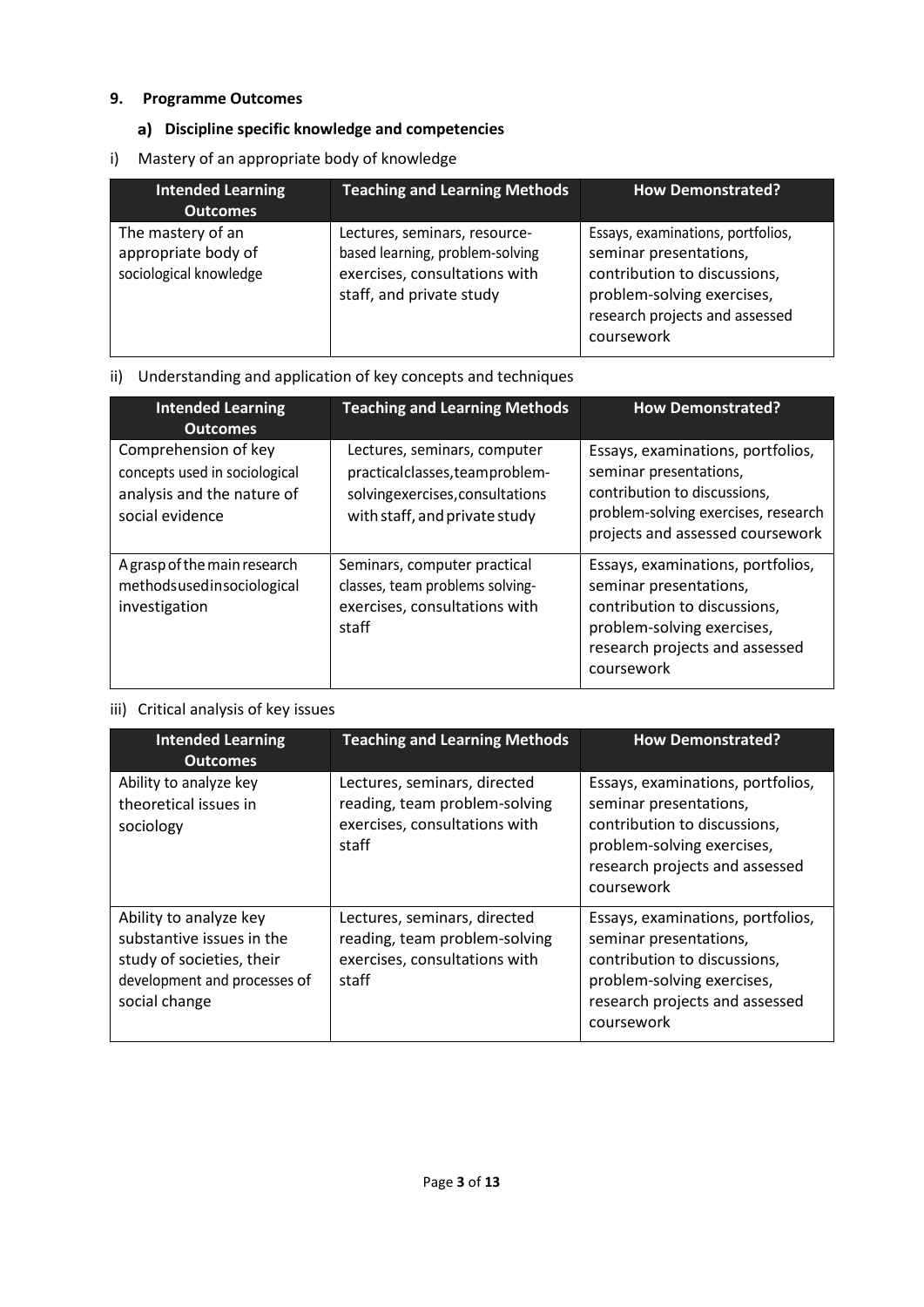## 9. Programme Outcomes

### a) Discipline specific knowledge and competencies

i) Mastery of an appropriate body of knowledge

| Intended Learning Outcomes | Teaching and Learning Methods | How Demonstrated? |
|---|---|---|
| The mastery of an appropriate body of sociological knowledge | Lectures, seminars, resource-based learning, problem-solving exercises, consultations with staff, and private study | Essays, examinations, portfolios, seminar presentations, contribution to discussions, problem-solving exercises, research projects and assessed coursework |

ii) Understanding and application of key concepts and techniques

| Intended Learning Outcomes | Teaching and Learning Methods | How Demonstrated? |
|---|---|---|
| Comprehension of key concepts used in sociological analysis and the nature of social evidence | Lectures, seminars, computer practical classes, team problem-solving exercises, consultations with staff, and private study | Essays, examinations, portfolios, seminar presentations, contribution to discussions, problem-solving exercises, research projects and assessed coursework |
| A grasp of the main research methods used in sociological investigation | Seminars, computer practical classes, team problems solving-exercises, consultations with staff | Essays, examinations, portfolios, seminar presentations, contribution to discussions, problem-solving exercises, research projects and assessed coursework |

iii) Critical analysis of key issues

| Intended Learning Outcomes | Teaching and Learning Methods | How Demonstrated? |
|---|---|---|
| Ability to analyze key theoretical issues in sociology | Lectures, seminars, directed reading, team problem-solving exercises, consultations with staff | Essays, examinations, portfolios, seminar presentations, contribution to discussions, problem-solving exercises, research projects and assessed coursework |
| Ability to analyze key substantive issues in the study of societies, their development and processes of social change | Lectures, seminars, directed reading, team problem-solving exercises, consultations with staff | Essays, examinations, portfolios, seminar presentations, contribution to discussions, problem-solving exercises, research projects and assessed coursework |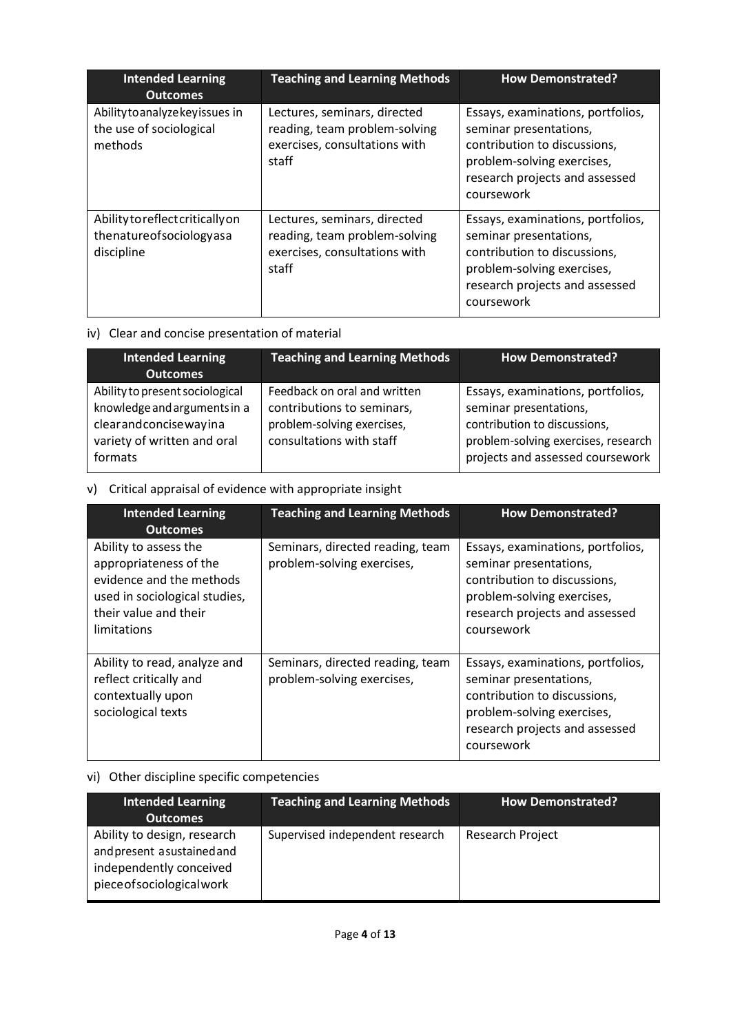| Intended Learning Outcomes | Teaching and Learning Methods | How Demonstrated? |
|---|---|---|
| Ability to analyze key issues in the use of sociological methods | Lectures, seminars, directed reading, team problem-solving exercises, consultations with staff | Essays, examinations, portfolios, seminar presentations, contribution to discussions, problem-solving exercises, research projects and assessed coursework |
| Ability to reflect critically on the nature of sociology as a discipline | Lectures, seminars, directed reading, team problem-solving exercises, consultations with staff | Essays, examinations, portfolios, seminar presentations, contribution to discussions, problem-solving exercises, research projects and assessed coursework |

iv) Clear and concise presentation of material

| Intended Learning Outcomes | Teaching and Learning Methods | How Demonstrated? |
|---|---|---|
| Ability to present sociological knowledge and arguments in a clear and concise way in a variety of written and oral formats | Feedback on oral and written contributions to seminars, problem-solving exercises, consultations with staff | Essays, examinations, portfolios, seminar presentations, contribution to discussions, problem-solving exercises, research projects and assessed coursework |

v) Critical appraisal of evidence with appropriate insight

| Intended Learning Outcomes | Teaching and Learning Methods | How Demonstrated? |
|---|---|---|
| Ability to assess the appropriateness of the evidence and the methods used in sociological studies, their value and their limitations | Seminars, directed reading, team problem-solving exercises, | Essays, examinations, portfolios, seminar presentations, contribution to discussions, problem-solving exercises, research projects and assessed coursework |
| Ability to read, analyze and reflect critically and contextually upon sociological texts | Seminars, directed reading, team problem-solving exercises, | Essays, examinations, portfolios, seminar presentations, contribution to discussions, problem-solving exercises, research projects and assessed coursework |

vi) Other discipline specific competencies

| Intended Learning Outcomes | Teaching and Learning Methods | How Demonstrated? |
|---|---|---|
| Ability to design, research and present a sustained and independently conceived piece of sociological work | Supervised independent research | Research Project |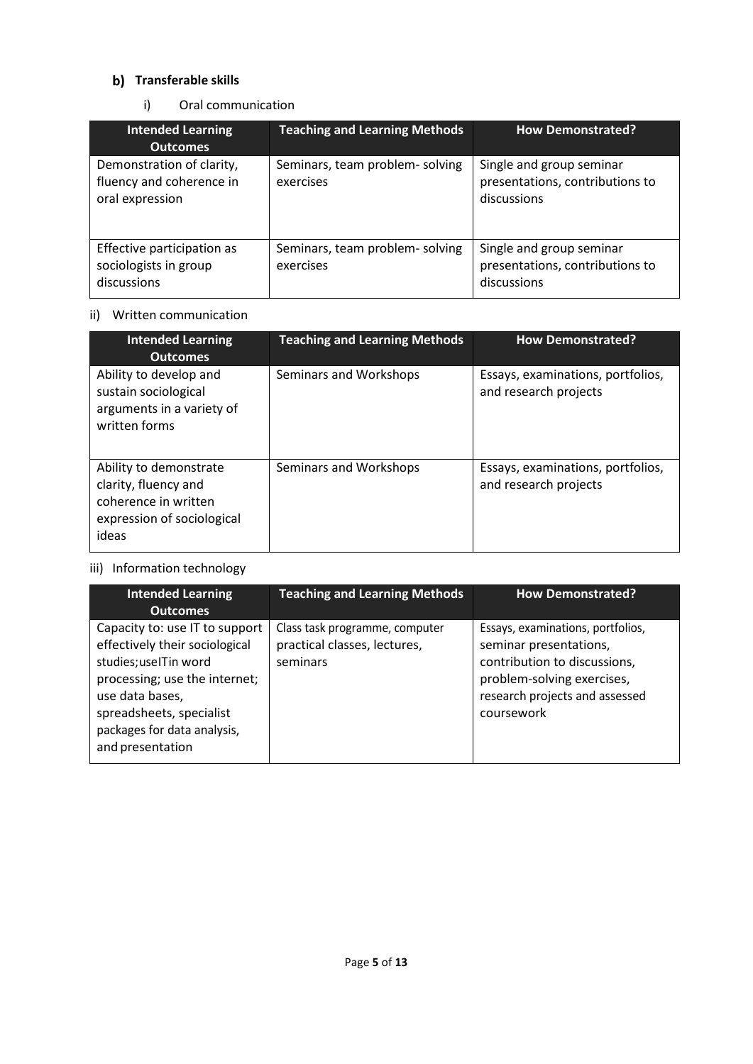## b) Transferable skills

### i) Oral communication

| Intended Learning Outcomes | Teaching and Learning Methods | How Demonstrated? |
|---|---|---|
| Demonstration of clarity, fluency and coherence in oral expression | Seminars, team problem- solving exercises | Single and group seminar presentations, contributions to discussions |
| Effective participation as sociologists in group discussions | Seminars, team problem- solving exercises | Single and group seminar presentations, contributions to discussions |

### ii) Written communication

| Intended Learning Outcomes | Teaching and Learning Methods | How Demonstrated? |
|---|---|---|
| Ability to develop and sustain sociological arguments in a variety of written forms | Seminars and Workshops | Essays, examinations, portfolios, and research projects |
| Ability to demonstrate clarity, fluency and coherence in written expression of sociological ideas | Seminars and Workshops | Essays, examinations, portfolios, and research projects |

### iii) Information technology

| Intended Learning Outcomes | Teaching and Learning Methods | How Demonstrated? |
|---|---|---|
| Capacity to: use IT to support effectively their sociological studies;useITin word processing; use the internet; use data bases, spreadsheets, specialist packages for data analysis, and presentation | Class task programme, computer practical classes, lectures, seminars | Essays, examinations, portfolios, seminar presentations, contribution to discussions, problem-solving exercises, research projects and assessed coursework |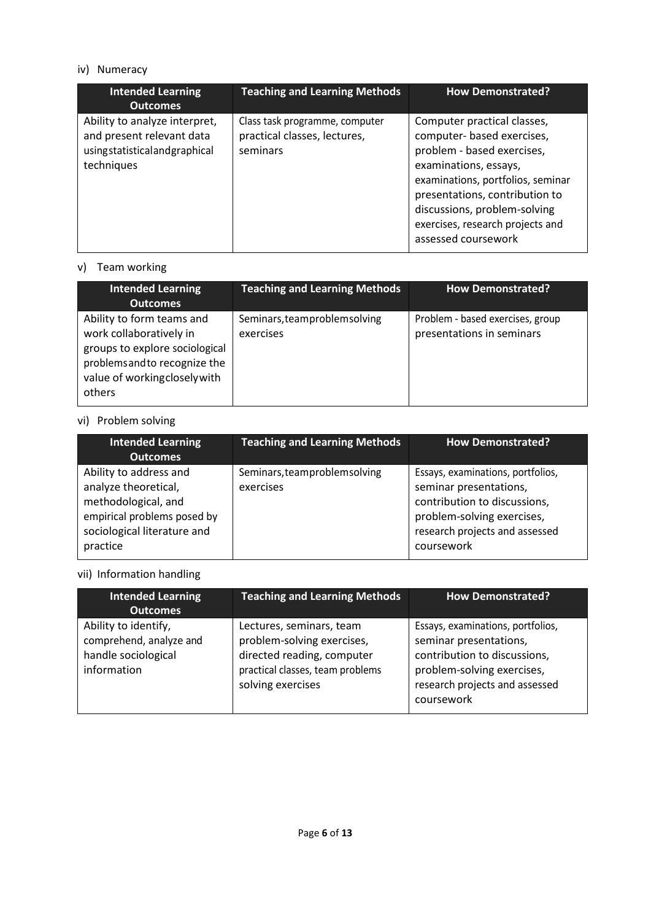iv) Numeracy

| Intended Learning Outcomes | Teaching and Learning Methods | How Demonstrated? |
| --- | --- | --- |
| Ability to analyze interpret, and present relevant data usingstatisticalandgraphical techniques | Class task programme, computer practical classes, lectures, seminars | Computer practical classes, computer- based exercises, problem - based exercises, examinations, essays, examinations, portfolios, seminar presentations, contribution to discussions, problem-solving exercises, research projects and assessed coursework |

v) Team working

| Intended Learning Outcomes | Teaching and Learning Methods | How Demonstrated? |
| --- | --- | --- |
| Ability to form teams and work collaboratively in groups to explore sociological problemsandto recognize the value of workingcloselywith others | Seminars,teamproblemsolving exercises | Problem - based exercises, group presentations in seminars |

vi) Problem solving

| Intended Learning Outcomes | Teaching and Learning Methods | How Demonstrated? |
| --- | --- | --- |
| Ability to address and analyze theoretical, methodological, and empirical problems posed by sociological literature and practice | Seminars,teamproblemsolving exercises | Essays, examinations, portfolios, seminar presentations, contribution to discussions, problem-solving exercises, research projects and assessed coursework |

vii) Information handling

| Intended Learning Outcomes | Teaching and Learning Methods | How Demonstrated? |
| --- | --- | --- |
| Ability to identify, comprehend, analyze and handle sociological information | Lectures, seminars, team problem-solving exercises, directed reading, computer practical classes, team problems solving exercises | Essays, examinations, portfolios, seminar presentations, contribution to discussions, problem-solving exercises, research projects and assessed coursework |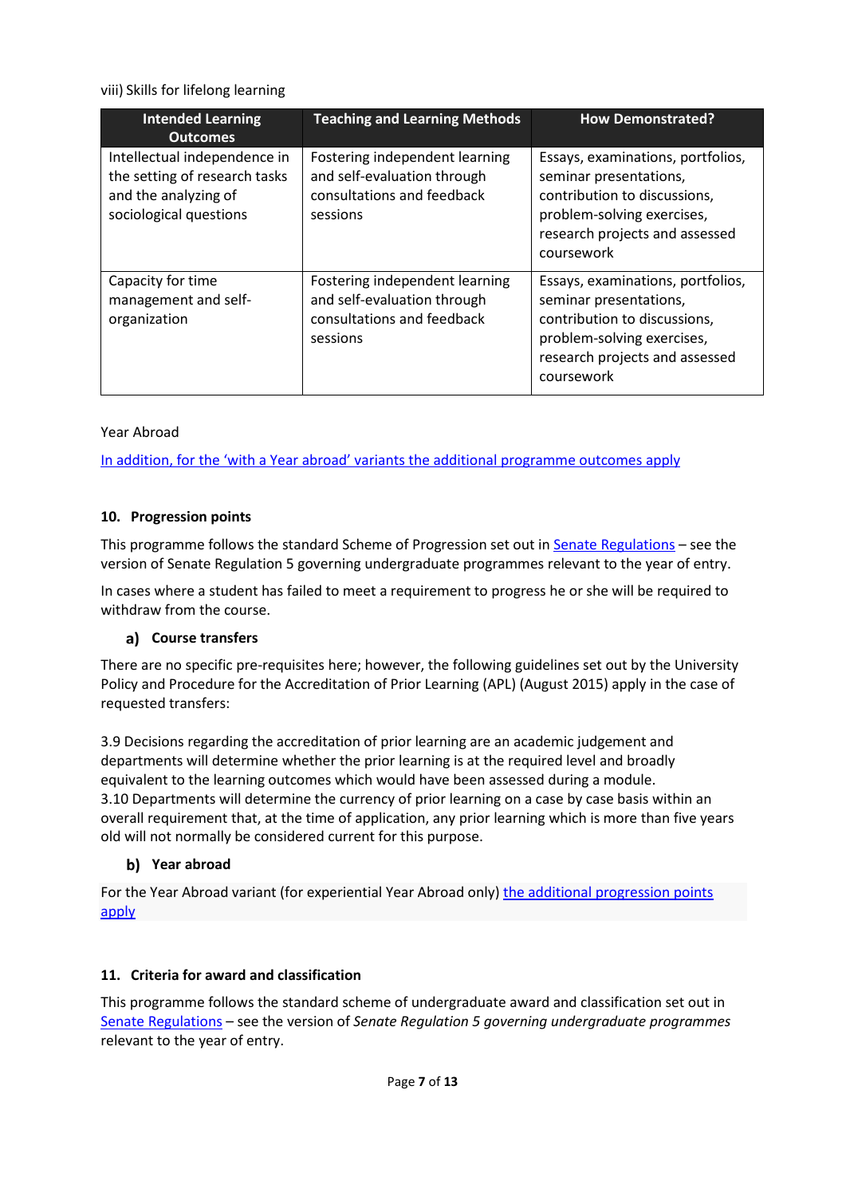viii) Skills for lifelong learning

| Intended Learning Outcomes | Teaching and Learning Methods | How Demonstrated? |
|---|---|---|
| Intellectual independence in the setting of research tasks and the analyzing of sociological questions | Fostering independent learning and self-evaluation through consultations and feedback sessions | Essays, examinations, portfolios, seminar presentations, contribution to discussions, problem-solving exercises, research projects and assessed coursework |
| Capacity for time management and self-organization | Fostering independent learning and self-evaluation through consultations and feedback sessions | Essays, examinations, portfolios, seminar presentations, contribution to discussions, problem-solving exercises, research projects and assessed coursework |

Year Abroad

In addition, for the 'with a Year abroad' variants the additional programme outcomes apply

## 10. Progression points

This programme follows the standard Scheme of Progression set out in Senate Regulations – see the version of Senate Regulation 5 governing undergraduate programmes relevant to the year of entry.

In cases where a student has failed to meet a requirement to progress he or she will be required to withdraw from the course.

### a) Course transfers

There are no specific pre-requisites here; however, the following guidelines set out by the University Policy and Procedure for the Accreditation of Prior Learning (APL) (August 2015) apply in the case of requested transfers:

3.9 Decisions regarding the accreditation of prior learning are an academic judgement and departments will determine whether the prior learning is at the required level and broadly equivalent to the learning outcomes which would have been assessed during a module.
3.10 Departments will determine the currency of prior learning on a case by case basis within an overall requirement that, at the time of application, any prior learning which is more than five years old will not normally be considered current for this purpose.

### b) Year abroad

For the Year Abroad variant (for experiential Year Abroad only) the additional progression points apply

## 11. Criteria for award and classification

This programme follows the standard scheme of undergraduate award and classification set out in Senate Regulations – see the version of *Senate Regulation 5 governing undergraduate programmes* relevant to the year of entry.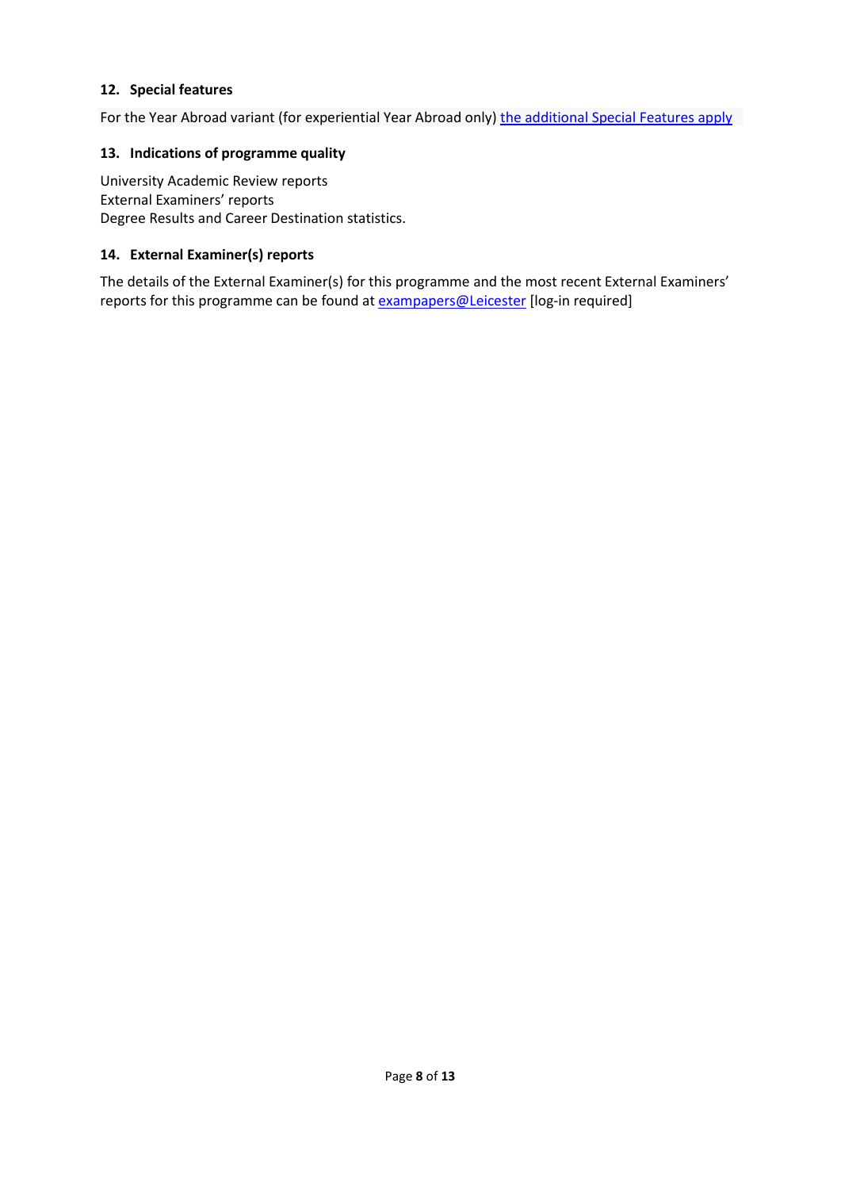## 12. Special features

For the Year Abroad variant (for experiential Year Abroad only) the additional Special Features apply

## 13. Indications of programme quality

University Academic Review reports
External Examiners' reports
Degree Results and Career Destination statistics.

## 14. External Examiner(s) reports

The details of the External Examiner(s) for this programme and the most recent External Examiners' reports for this programme can be found at exampapers@Leicester [log-in required]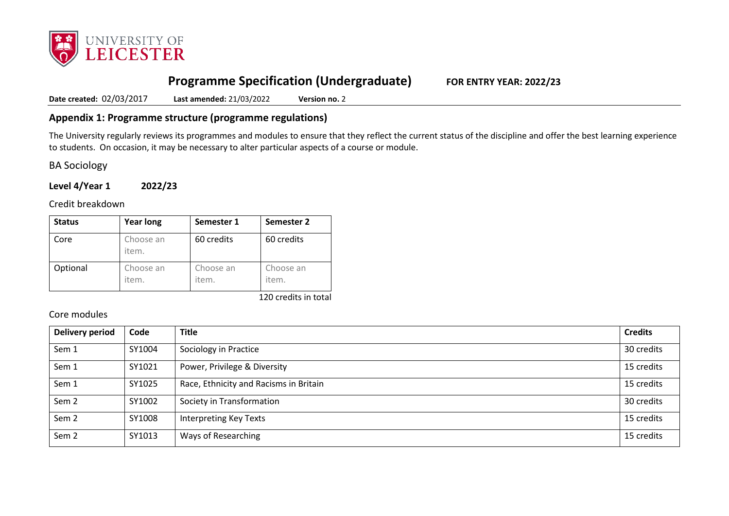## Programme Specification (Undergraduate) FOR ENTRY YEAR: 2022/23

**Date created:** 02/03/2017 **Last amended:** 21/03/2022 **Version no.** 2

## Appendix 1: Programme structure (programme regulations)

The University regularly reviews its programmes and modules to ensure that they reflect the current status of the discipline and offer the best learning experience to students. On occasion, it may be necessary to alter particular aspects of a course or module.

### BA Sociology

**Level 4/Year 1 2022/23**

Credit breakdown

| Status | Year long | Semester 1 | Semester 2 |
|---|---|---|---|
| Core | Choose an item. | 60 credits | 60 credits |
| Optional | Choose an item. | Choose an item. | Choose an item. |

120 credits in total

Core modules

| Delivery period | Code | Title | Credits |
|---|---|---|---|
| Sem 1 | SY1004 | Sociology in Practice | 30 credits |
| Sem 1 | SY1021 | Power, Privilege & Diversity | 15 credits |
| Sem 1 | SY1025 | Race, Ethnicity and Racisms in Britain | 15 credits |
| Sem 2 | SY1002 | Society in Transformation | 30 credits |
| Sem 2 | SY1008 | Interpreting Key Texts | 15 credits |
| Sem 2 | SY1013 | Ways of Researching | 15 credits |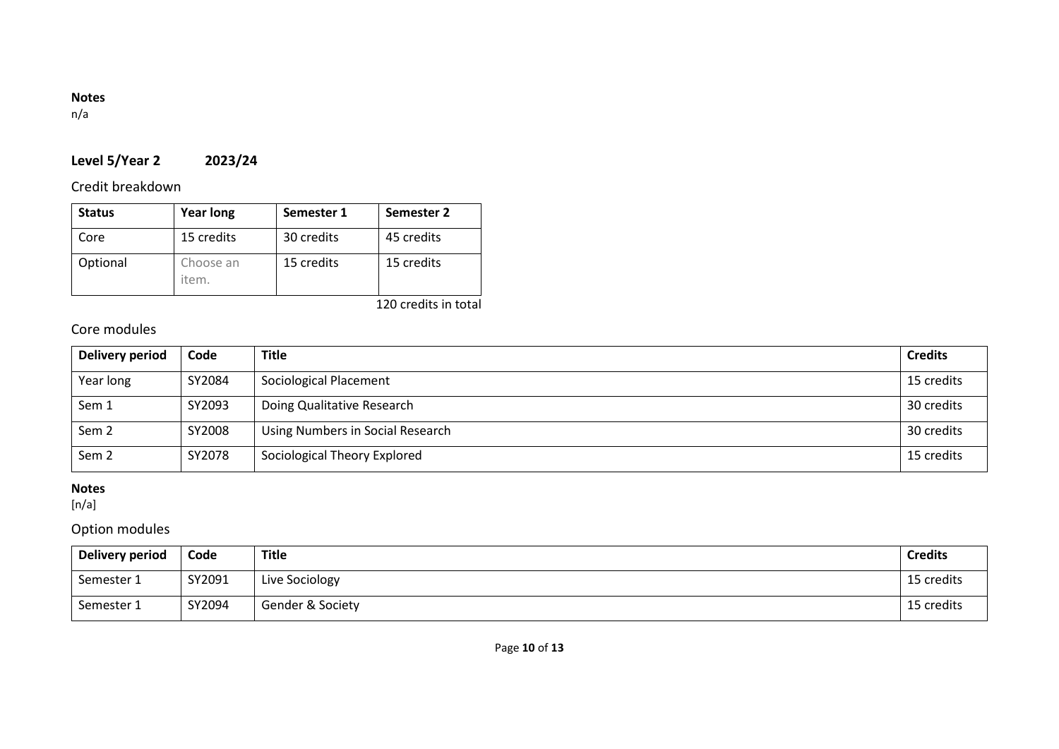**Notes**
n/a

## Level 5/Year 2 2023/24

### Credit breakdown

| Status | Year long | Semester 1 | Semester 2 |
|---|---|---|---|
| Core | 15 credits | 30 credits | 45 credits |
| Optional | Choose an item. | 15 credits | 15 credits |

120 credits in total

### Core modules

| Delivery period | Code | Title | Credits |
|---|---|---|---|
| Year long | SY2084 | Sociological Placement | 15 credits |
| Sem 1 | SY2093 | Doing Qualitative Research | 30 credits |
| Sem 2 | SY2008 | Using Numbers in Social Research | 30 credits |
| Sem 2 | SY2078 | Sociological Theory Explored | 15 credits |

**Notes**
[n/a]

### Option modules

| Delivery period | Code | Title | Credits |
|---|---|---|---|
| Semester 1 | SY2091 | Live Sociology | 15 credits |
| Semester 1 | SY2094 | Gender & Society | 15 credits |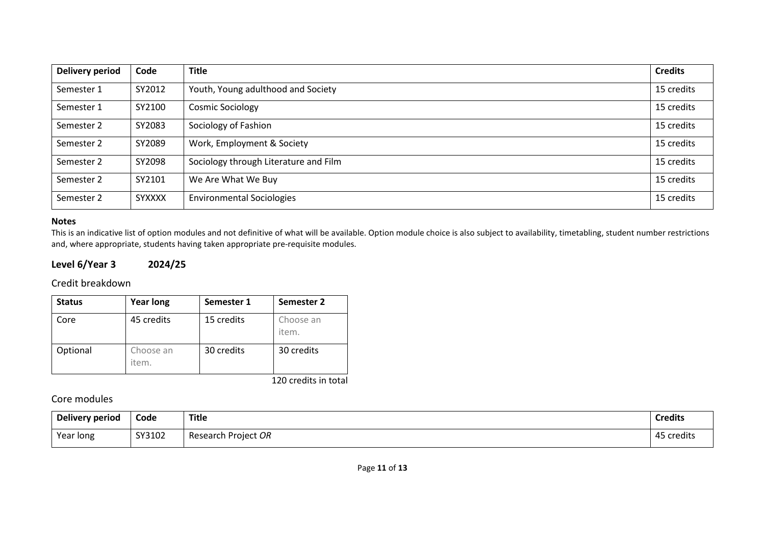| Delivery period | Code | Title | Credits |
|---|---|---|---|
| Semester 1 | SY2012 | Youth, Young adulthood and Society | 15 credits |
| Semester 1 | SY2100 | Cosmic Sociology | 15 credits |
| Semester 2 | SY2083 | Sociology of Fashion | 15 credits |
| Semester 2 | SY2089 | Work, Employment & Society | 15 credits |
| Semester 2 | SY2098 | Sociology through Literature and Film | 15 credits |
| Semester 2 | SY2101 | We Are What We Buy | 15 credits |
| Semester 2 | SYXXXX | Environmental Sociologies | 15 credits |

**Notes**

This is an indicative list of option modules and not definitive of what will be available. Option module choice is also subject to availability, timetabling, student number restrictions and, where appropriate, students having taken appropriate pre-requisite modules.

## Level 6/Year 3 2024/25

### Credit breakdown

| Status | Year long | Semester 1 | Semester 2 |
|---|---|---|---|
| Core | 45 credits | 15 credits | Choose an item. |
| Optional | Choose an item. | 30 credits | 30 credits |

120 credits in total

### Core modules

| Delivery period | Code | Title | Credits |
|---|---|---|---|
| Year long | SY3102 | Research Project *OR* | 45 credits |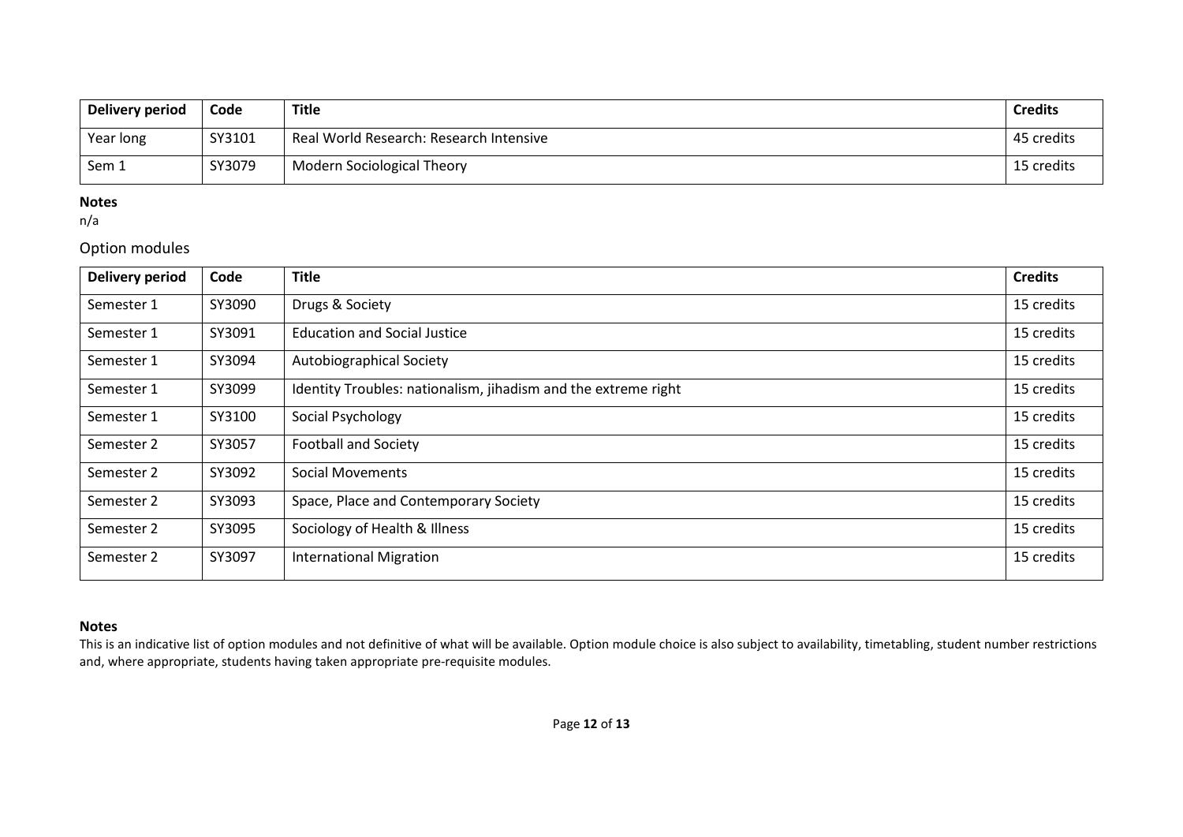| Delivery period | Code | Title | Credits |
| --- | --- | --- | --- |
| Year long | SY3101 | Real World Research: Research Intensive | 45 credits |
| Sem 1 | SY3079 | Modern Sociological Theory | 15 credits |

**Notes**
n/a

## Option modules

| Delivery period | Code | Title | Credits |
| --- | --- | --- | --- |
| Semester 1 | SY3090 | Drugs & Society | 15 credits |
| Semester 1 | SY3091 | Education and Social Justice | 15 credits |
| Semester 1 | SY3094 | Autobiographical Society | 15 credits |
| Semester 1 | SY3099 | Identity Troubles: nationalism, jihadism and the extreme right | 15 credits |
| Semester 1 | SY3100 | Social Psychology | 15 credits |
| Semester 2 | SY3057 | Football and Society | 15 credits |
| Semester 2 | SY3092 | Social Movements | 15 credits |
| Semester 2 | SY3093 | Space, Place and Contemporary Society | 15 credits |
| Semester 2 | SY3095 | Sociology of Health & Illness | 15 credits |
| Semester 2 | SY3097 | International Migration | 15 credits |

**Notes**
This is an indicative list of option modules and not definitive of what will be available. Option module choice is also subject to availability, timetabling, student number restrictions and, where appropriate, students having taken appropriate pre-requisite modules.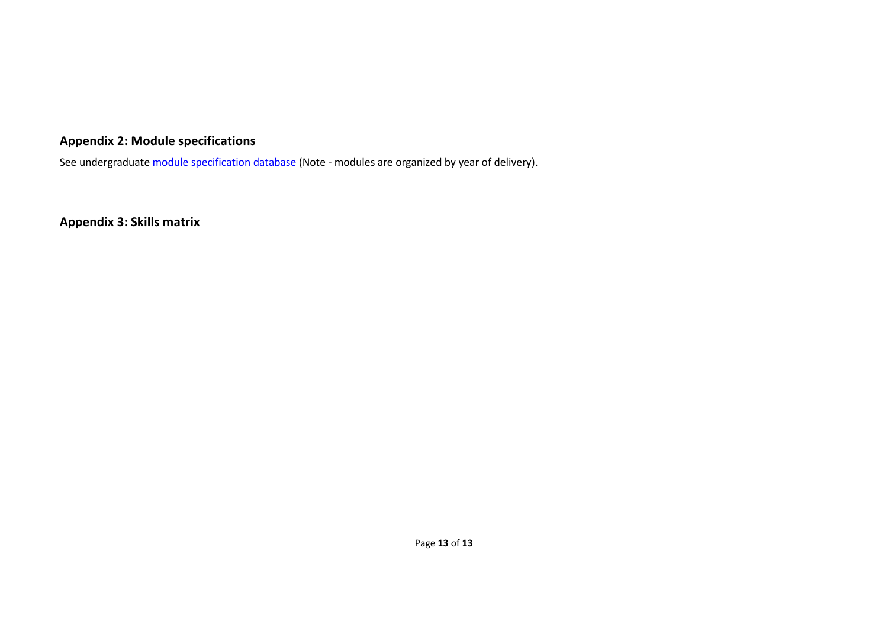## Appendix 2: Module specifications

See undergraduate module specification database (Note - modules are organized by year of delivery).

## Appendix 3: Skills matrix